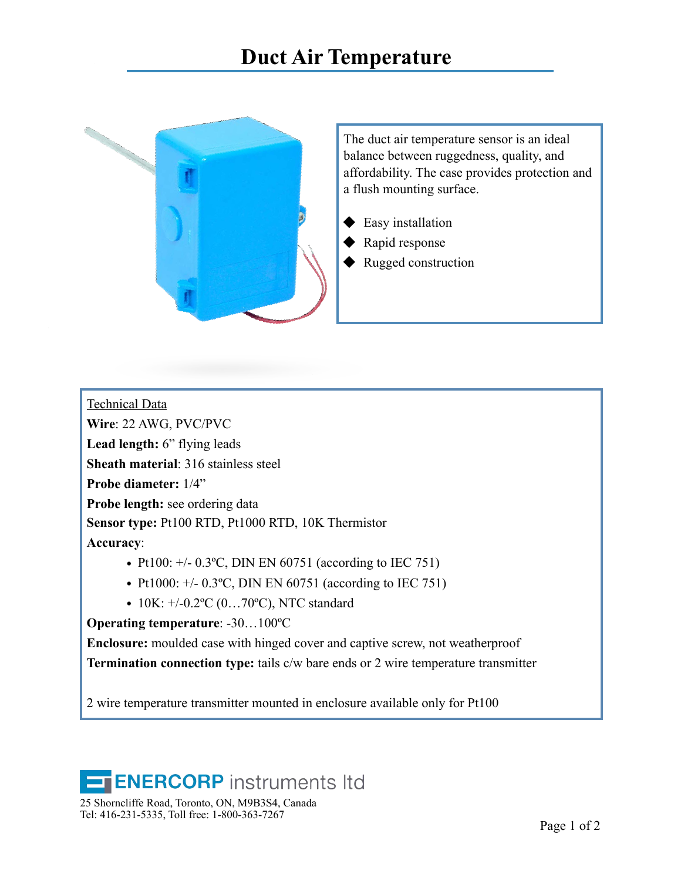# Duct Air Temperature

The duct air temperature sensor is an ideal balance between ruggedness, quality, and affordability. The case provides protection and a flush mounting surface.

- Easy installation
- Rapid response
- Rugged construction

<u>Technical Data</u>

**Wire**: 22 AWG, PVC/PVC

**Lead length:** 6" flying leads

**Sheath material**: 316 stainless steel

**Probe diameter:** 1/4"

**Probe length:** see ordering data

**Sensor type:** Pt100 RTD, Pt1000 RTD, 10K Thermistor

**Accuracy**:

- Pt100: +/- 0.3ºC, DIN EN 60751 (according to IEC 751)
- Pt1000: +/- 0.3ºC, DIN EN 60751 (according to IEC 751)
- 10K: +/-0.2ºC (0…70ºC), NTC standard

**Operating temperature**: -30…100ºC

**Enclosure:** moulded case with hinged cover and captive screw, not weatherproof

**Termination connection type:** tails c/w bare ends or 2 wire temperature transmitter

2 wire temperature transmitter mounted in enclosure available only for Pt100

ENERCORP instruments ltd

25 Shorncliffe Road, Toronto, ON, M9B3S4, Canada
Tel: 416-231-5335, Toll free: 1-800-363-7267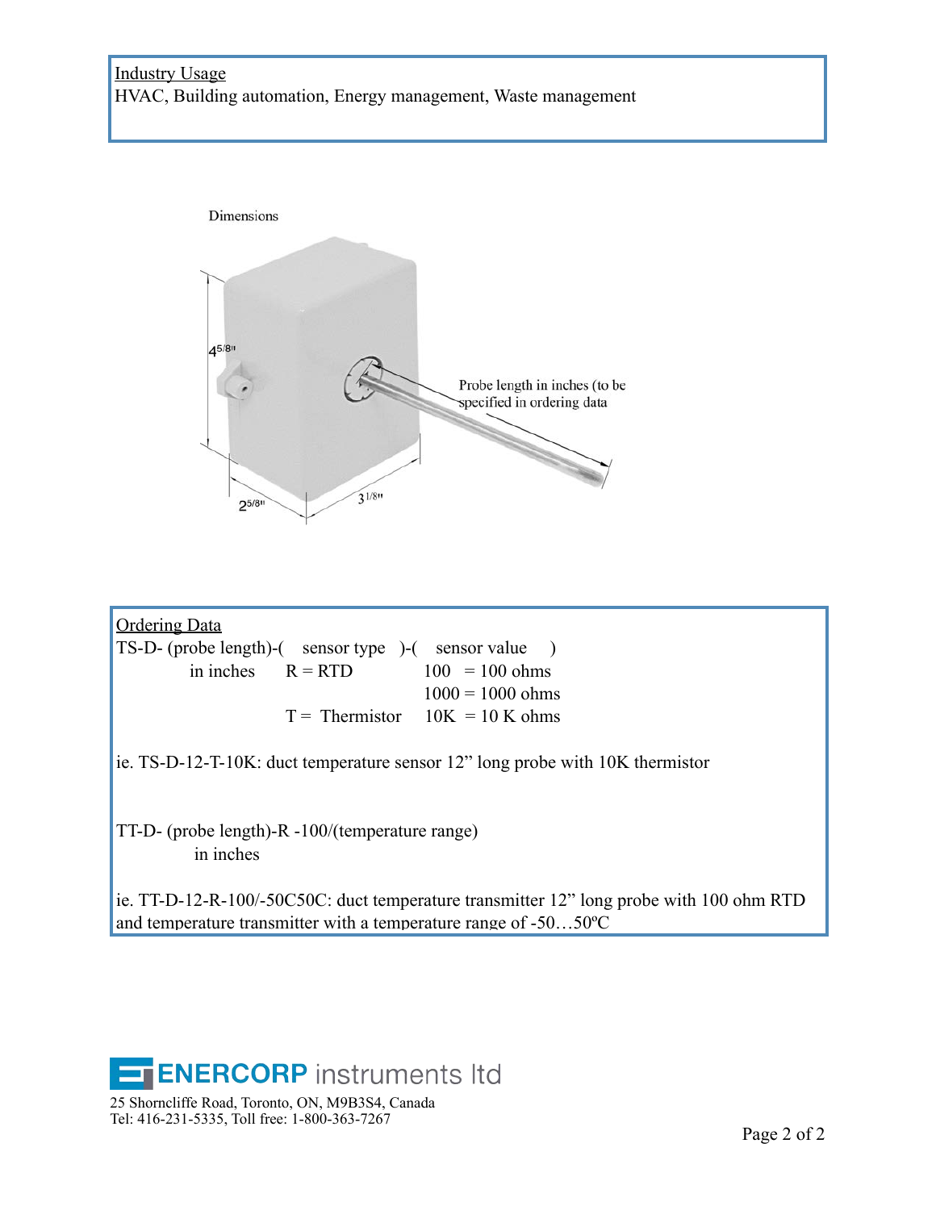Industry Usage

HVAC, Building automation, Energy management, Waste management

Dimensions

4 5/8"

2 5/8"

3 1/8"

Probe length in inches (to be specified in ordering data

Ordering Data

TS-D- (probe length)-( sensor type )-( sensor value )

| | | |
|---|---|---|
| in inches | R = RTD | 100 = 100 ohms |
| | | 1000 = 1000 ohms |
| | T = Thermistor | 10K = 10 K ohms |

ie. TS-D-12-T-10K: duct temperature sensor 12" long probe with 10K thermistor

TT-D- (probe length)-R -100/(temperature range)
in inches

ie. TT-D-12-R-100/-50C50C: duct temperature transmitter 12" long probe with 100 ohm RTD and temperature transmitter with a temperature range of -50…50ºC

ENERCORP instruments ltd

25 Shorncliffe Road, Toronto, ON, M9B3S4, Canada
Tel: 416-231-5335, Toll free: 1-800-363-7267